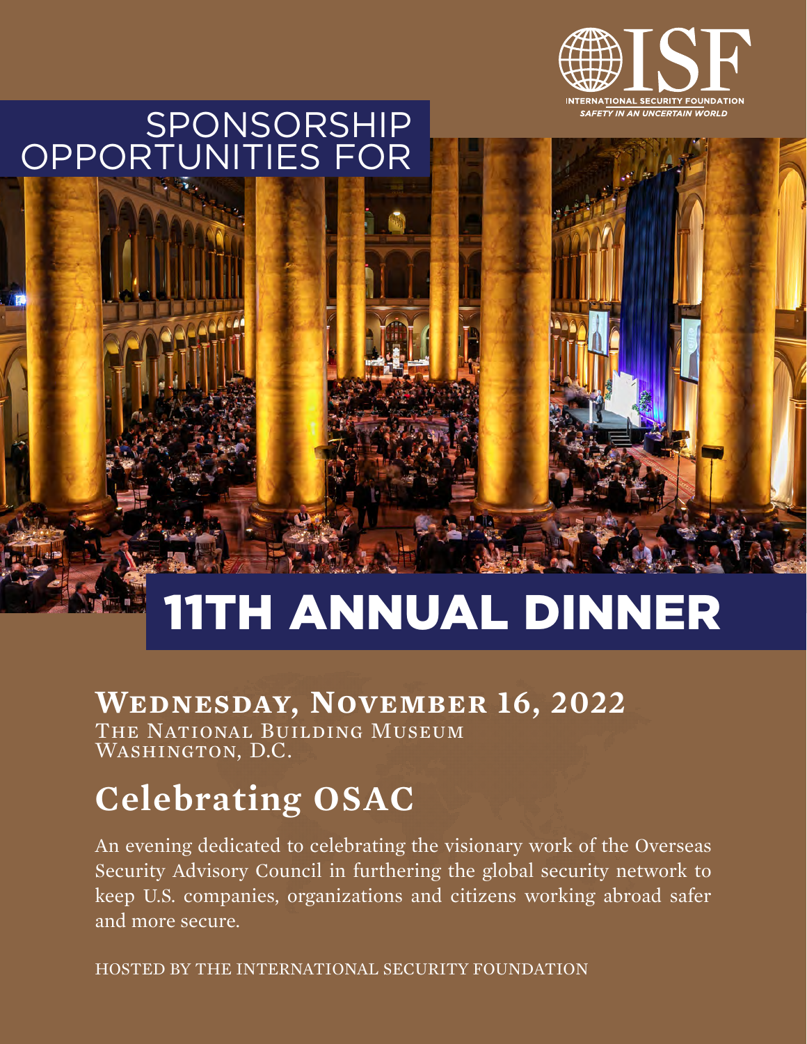ISF

INTERNATIONAL SECURITY FOUNDATION

*SAFETY IN AN UNCERTAIN WORLD*

# SPONSORSHIP OPPORTUNITIES FOR

# 11TH ANNUAL DINNER

## Wednesday, November 16, 2022

The National Building Museum
Washington, D.C.

## Celebrating OSAC

An evening dedicated to celebrating the visionary work of the Overseas Security Advisory Council in furthering the global security network to keep U.S. companies, organizations and citizens working abroad safer and more secure.

HOSTED BY THE INTERNATIONAL SECURITY FOUNDATION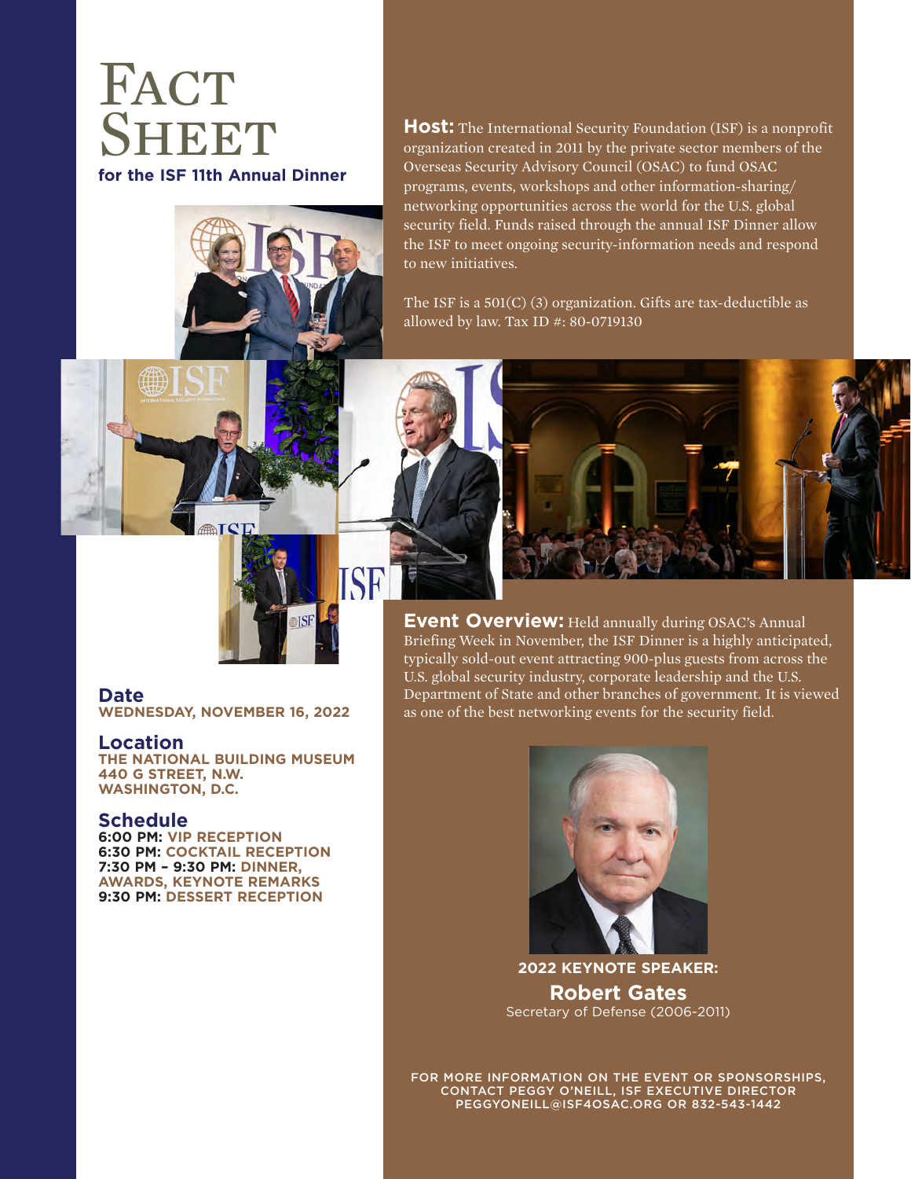# Fact Sheet

**for the ISF 11th Annual Dinner**

**Host:** The International Security Foundation (ISF) is a nonprofit organization created in 2011 by the private sector members of the Overseas Security Advisory Council (OSAC) to fund OSAC programs, events, workshops and other information-sharing/networking opportunities across the world for the U.S. global security field. Funds raised through the annual ISF Dinner allow the ISF to meet ongoing security-information needs and respond to new initiatives.

The ISF is a 501(C) (3) organization. Gifts are tax-deductible as allowed by law. Tax ID #: 80-0719130

**Event Overview:** Held annually during OSAC's Annual Briefing Week in November, the ISF Dinner is a highly anticipated, typically sold-out event attracting 900-plus guests from across the U.S. global security industry, corporate leadership and the U.S. Department of State and other branches of government. It is viewed as one of the best networking events for the security field.

## Date

**WEDNESDAY, NOVEMBER 16, 2022**

## Location

**THE NATIONAL BUILDING MUSEUM**
**440 G STREET, N.W.**
**WASHINGTON, D.C.**

## Schedule

**6:00 PM:** VIP RECEPTION
**6:30 PM:** COCKTAIL RECEPTION
**7:30 PM – 9:30 PM:** DINNER, AWARDS, KEYNOTE REMARKS
**9:30 PM:** DESSERT RECEPTION

**2022 KEYNOTE SPEAKER:**

**Robert Gates**

Secretary of Defense (2006-2011)

FOR MORE INFORMATION ON THE EVENT OR SPONSORSHIPS, CONTACT PEGGY O'NEILL, ISF EXECUTIVE DIRECTOR
PEGGYONEILL@ISF4OSAC.ORG OR 832-543-1442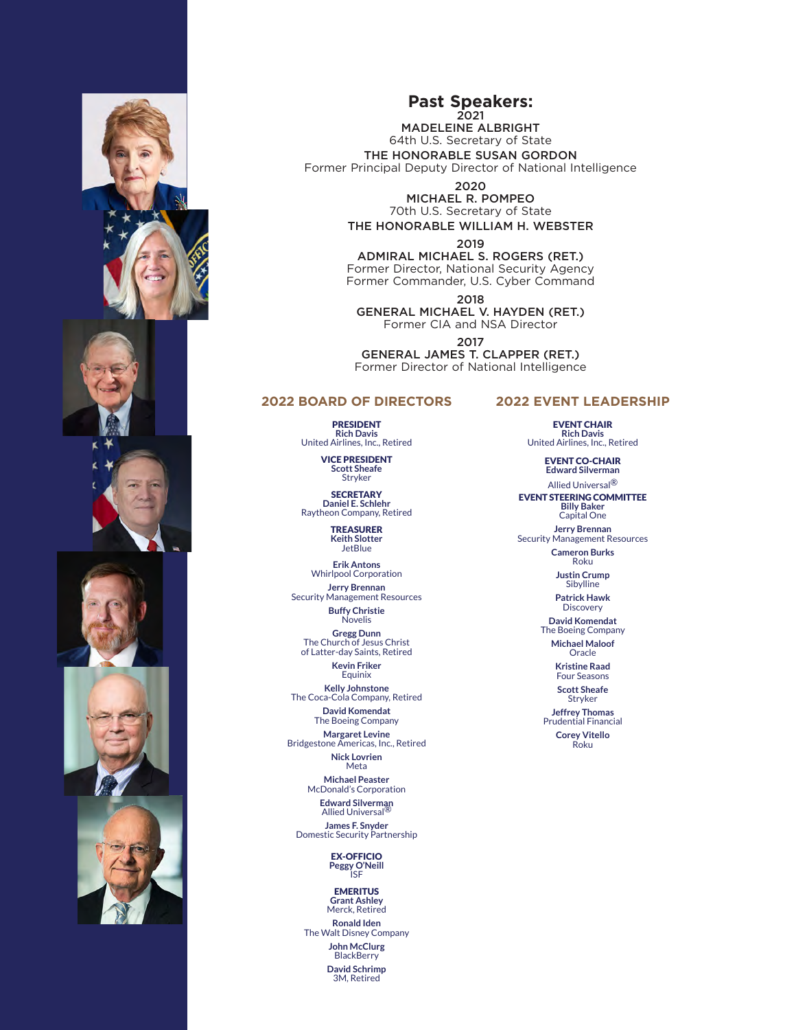## Past Speakers:

**2021**

MADELEINE ALBRIGHT
64th U.S. Secretary of State

THE HONORABLE SUSAN GORDON
Former Principal Deputy Director of National Intelligence

**2020**

MICHAEL R. POMPEO
70th U.S. Secretary of State

THE HONORABLE WILLIAM H. WEBSTER

**2019**

ADMIRAL MICHAEL S. ROGERS (RET.)
Former Director, National Security Agency
Former Commander, U.S. Cyber Command

**2018**

GENERAL MICHAEL V. HAYDEN (RET.)
Former CIA and NSA Director

**2017**

GENERAL JAMES T. CLAPPER (RET.)
Former Director of National Intelligence

## 2022 BOARD OF DIRECTORS

**PRESIDENT**
**Rich Davis**
United Airlines, Inc., Retired

**VICE PRESIDENT**
**Scott Sheafe**
Stryker

**SECRETARY**
**Daniel E. Schlehr**
Raytheon Company, Retired

**TREASURER**
**Keith Slotter**
JetBlue

**Erik Antons**
Whirlpool Corporation

**Jerry Brennan**
Security Management Resources

**Buffy Christie**
Novelis

**Gregg Dunn**
The Church of Jesus Christ of Latter-day Saints, Retired

**Kevin Friker**
Equinix

**Kelly Johnstone**
The Coca-Cola Company, Retired

**David Komendat**
The Boeing Company

**Margaret Levine**
Bridgestone Americas, Inc., Retired

**Nick Lovrien**
Meta

**Michael Peaster**
McDonald's Corporation

**Edward Silverman**
Allied Universal®

**James F. Snyder**
Domestic Security Partnership

**EX-OFFICIO**
**Peggy O'Neill**
ISF

**EMERITUS**
**Grant Ashley**
Merck, Retired

**Ronald Iden**
The Walt Disney Company

**John McClurg**
BlackBerry

**David Schrimp**
3M, Retired

## 2022 EVENT LEADERSHIP

**EVENT CHAIR**
**Rich Davis**
United Airlines, Inc., Retired

**EVENT CO-CHAIR**
**Edward Silverman**
Allied Universal®

**EVENT STEERING COMMITTEE**
**Billy Baker**
Capital One

**Jerry Brennan**
Security Management Resources

**Cameron Burks**
Roku

**Justin Crump**
Sibylline

**Patrick Hawk**
Discovery

**David Komendat**
The Boeing Company

**Michael Maloof**
Oracle

**Kristine Raad**
Four Seasons

**Scott Sheafe**
Stryker

**Jeffrey Thomas**
Prudential Financial

**Corey Vitello**
Roku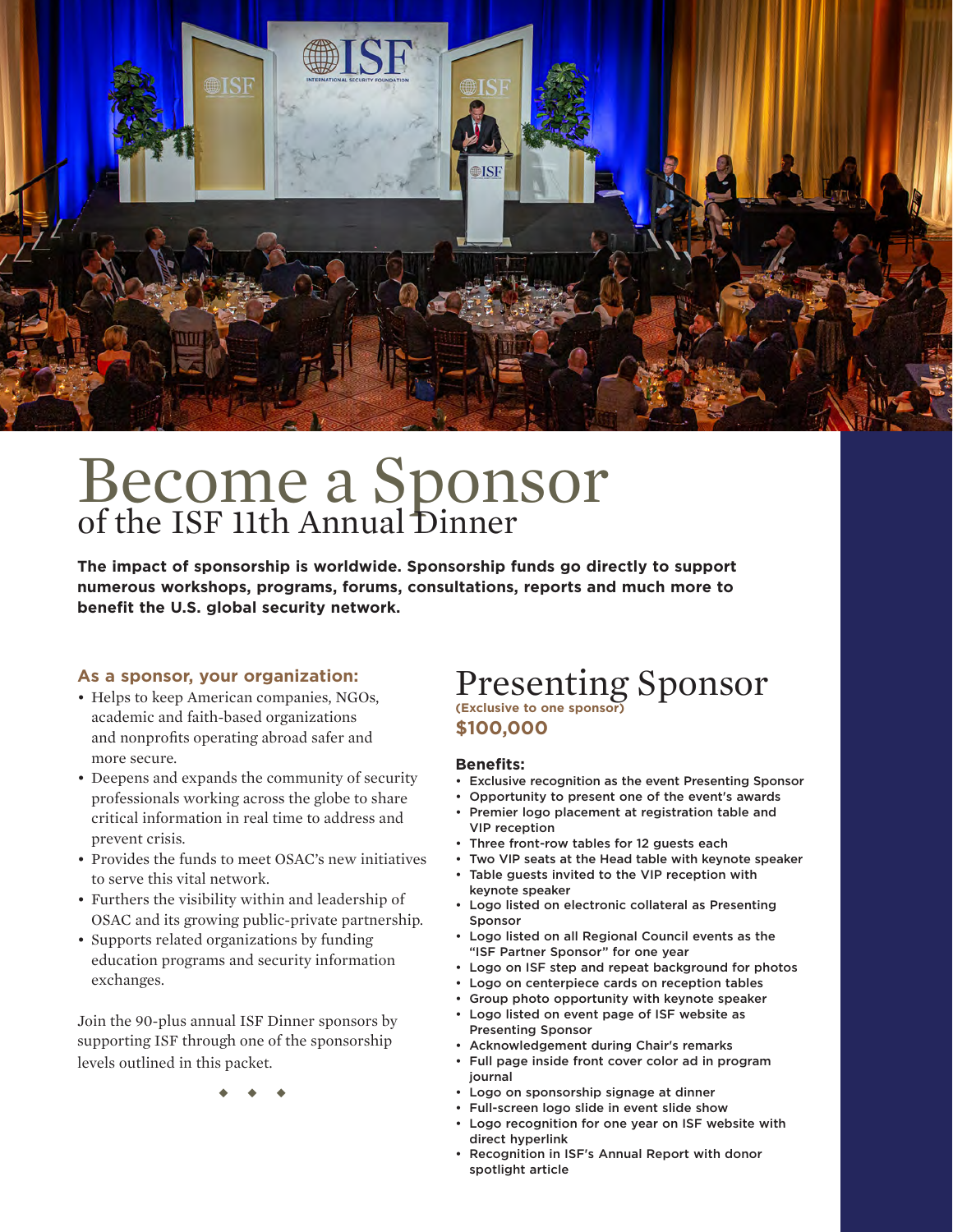# Become a Sponsor
## of the ISF 11th Annual Dinner

**The impact of sponsorship is worldwide. Sponsorship funds go directly to support numerous workshops, programs, forums, consultations, reports and much more to benefit the U.S. global security network.**

### As a sponsor, your organization:

- Helps to keep American companies, NGOs, academic and faith-based organizations and nonprofits operating abroad safer and more secure.
- Deepens and expands the community of security professionals working across the globe to share critical information in real time to address and prevent crisis.
- Provides the funds to meet OSAC's new initiatives to serve this vital network.
- Furthers the visibility within and leadership of OSAC and its growing public-private partnership.
- Supports related organizations by funding education programs and security information exchanges.

Join the 90-plus annual ISF Dinner sponsors by supporting ISF through one of the sponsorship levels outlined in this packet.

◆ ◆ ◆

## Presenting Sponsor

**(Exclusive to one sponsor)**

**$100,000**

**Benefits:**

- Exclusive recognition as the event Presenting Sponsor
- Opportunity to present one of the event's awards
- Premier logo placement at registration table and VIP reception
- Three front-row tables for 12 guests each
- Two VIP seats at the Head table with keynote speaker
- Table guests invited to the VIP reception with keynote speaker
- Logo listed on electronic collateral as Presenting Sponsor
- Logo listed on all Regional Council events as the "ISF Partner Sponsor" for one year
- Logo on ISF step and repeat background for photos
- Logo on centerpiece cards on reception tables
- Group photo opportunity with keynote speaker
- Logo listed on event page of ISF website as Presenting Sponsor
- Acknowledgement during Chair's remarks
- Full page inside front cover color ad in program journal
- Logo on sponsorship signage at dinner
- Full-screen logo slide in event slide show
- Logo recognition for one year on ISF website with direct hyperlink
- Recognition in ISF's Annual Report with donor spotlight article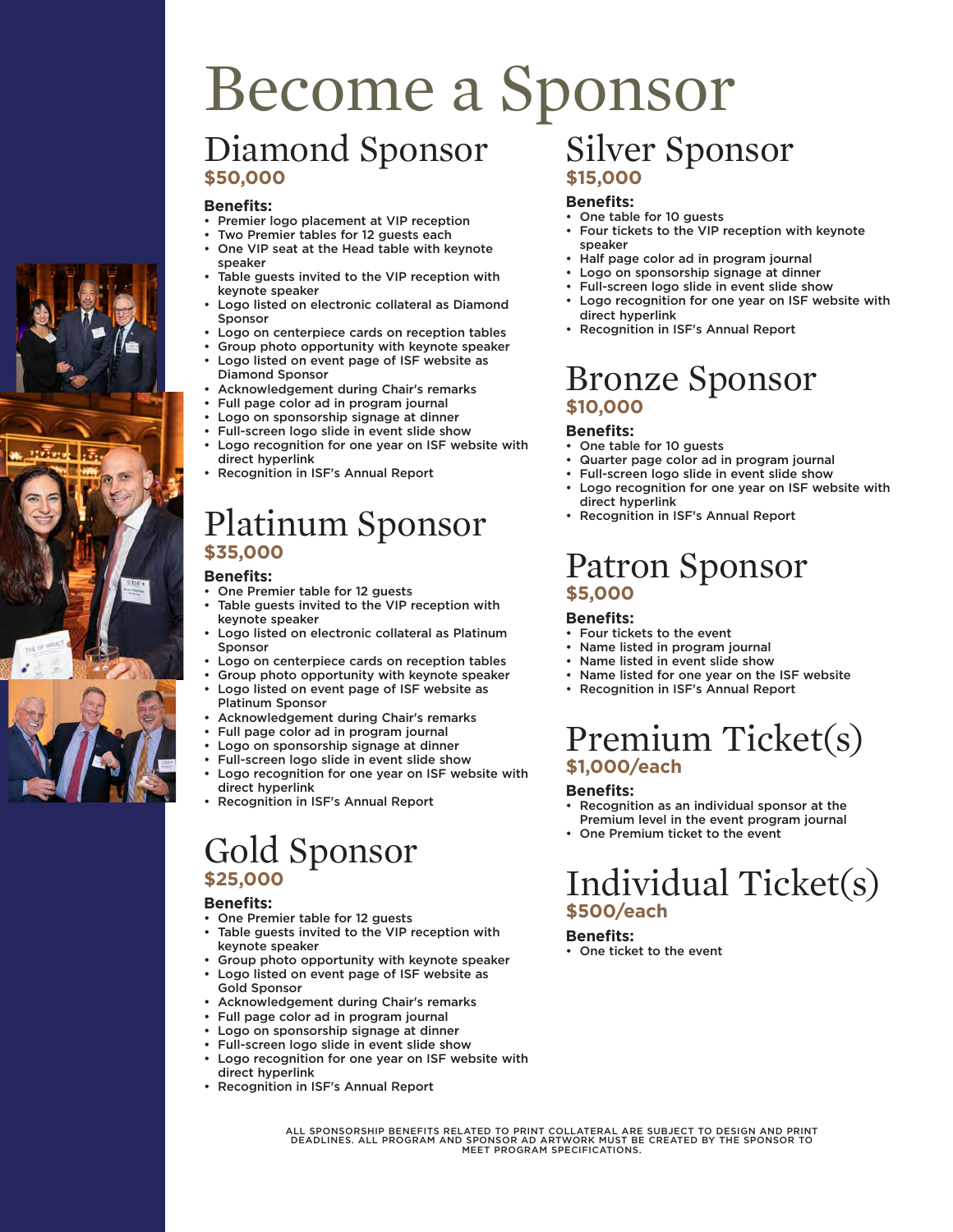# Become a Sponsor

## Diamond Sponsor

**$50,000**

**Benefits:**

- Premier logo placement at VIP reception
- Two Premier tables for 12 guests each
- One VIP seat at the Head table with keynote speaker
- Table guests invited to the VIP reception with keynote speaker
- Logo listed on electronic collateral as Diamond Sponsor
- Logo on centerpiece cards on reception tables
- Group photo opportunity with keynote speaker
- Logo listed on event page of ISF website as Diamond Sponsor
- Acknowledgement during Chair's remarks
- Full page color ad in program journal
- Logo on sponsorship signage at dinner
- Full-screen logo slide in event slide show
- Logo recognition for one year on ISF website with direct hyperlink
- Recognition in ISF's Annual Report

## Platinum Sponsor

**$35,000**

**Benefits:**

- One Premier table for 12 guests
- Table guests invited to the VIP reception with keynote speaker
- Logo listed on electronic collateral as Platinum Sponsor
- Logo on centerpiece cards on reception tables
- Group photo opportunity with keynote speaker
- Logo listed on event page of ISF website as Platinum Sponsor
- Acknowledgement during Chair's remarks
- Full page color ad in program journal
- Logo on sponsorship signage at dinner
- Full-screen logo slide in event slide show
- Logo recognition for one year on ISF website with direct hyperlink
- Recognition in ISF's Annual Report

## Gold Sponsor

**$25,000**

**Benefits:**

- One Premier table for 12 guests
- Table guests invited to the VIP reception with keynote speaker
- Group photo opportunity with keynote speaker
- Logo listed on event page of ISF website as Gold Sponsor
- Acknowledgement during Chair's remarks
- Full page color ad in program journal
- Logo on sponsorship signage at dinner
- Full-screen logo slide in event slide show
- Logo recognition for one year on ISF website with direct hyperlink
- Recognition in ISF's Annual Report

## Silver Sponsor

**$15,000**

**Benefits:**

- One table for 10 guests
- Four tickets to the VIP reception with keynote speaker
- Half page color ad in program journal
- Logo on sponsorship signage at dinner
- Full-screen logo slide in event slide show
- Logo recognition for one year on ISF website with direct hyperlink
- Recognition in ISF's Annual Report

## Bronze Sponsor

**$10,000**

**Benefits:**

- One table for 10 guests
- Quarter page color ad in program journal
- Full-screen logo slide in event slide show
- Logo recognition for one year on ISF website with direct hyperlink
- Recognition in ISF's Annual Report

## Patron Sponsor

**$5,000**

**Benefits:**

- Four tickets to the event
- Name listed in program journal
- Name listed in event slide show
- Name listed for one year on the ISF website
- Recognition in ISF's Annual Report

## Premium Ticket(s)

**$1,000/each**

**Benefits:**

- Recognition as an individual sponsor at the Premium level in the event program journal
- One Premium ticket to the event

## Individual Ticket(s)

**$500/each**

**Benefits:**

- One ticket to the event

ALL SPONSORSHIP BENEFITS RELATED TO PRINT COLLATERAL ARE SUBJECT TO DESIGN AND PRINT DEADLINES. ALL PROGRAM AND SPONSOR AD ARTWORK MUST BE CREATED BY THE SPONSOR TO MEET PROGRAM SPECIFICATIONS.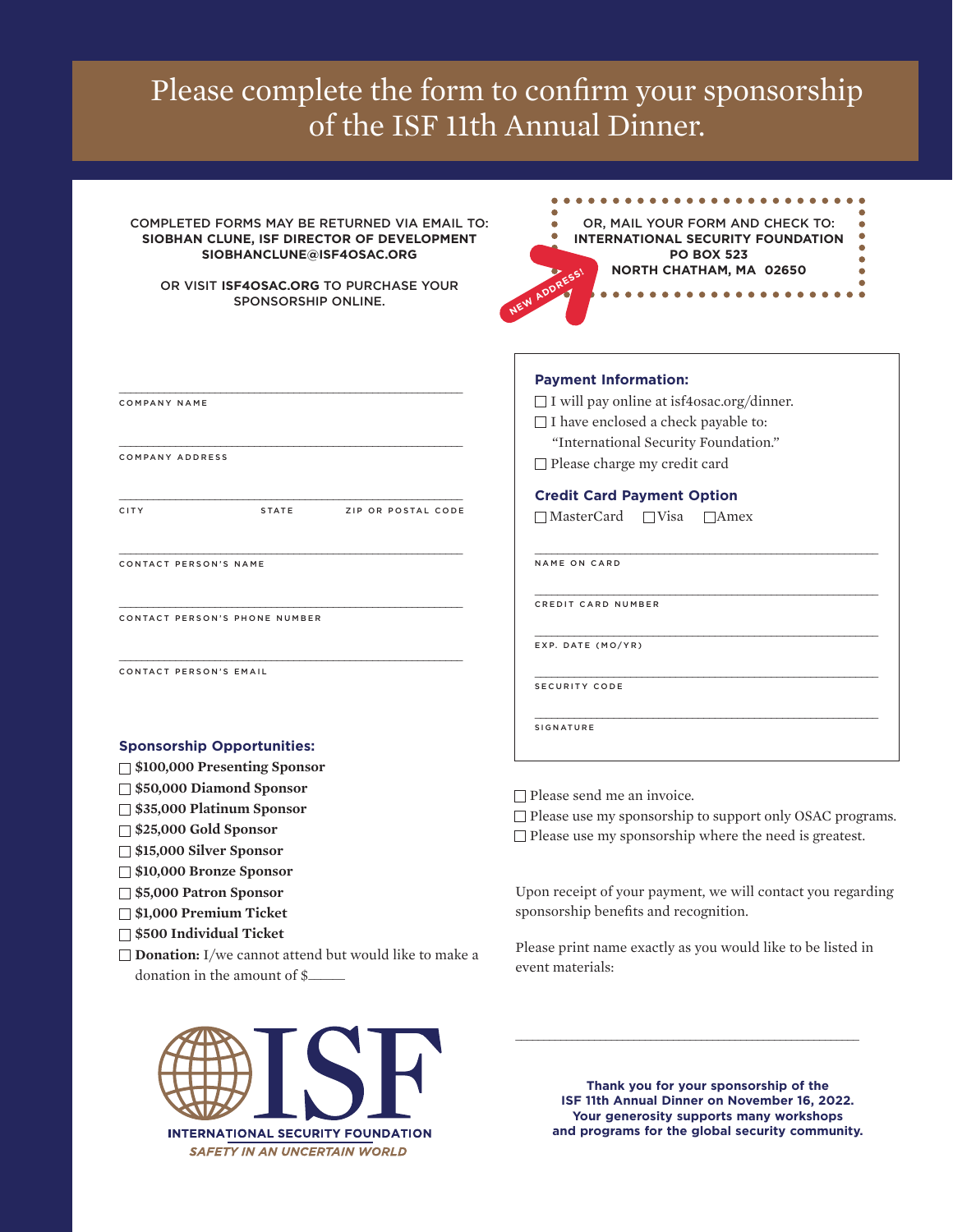# Please complete the form to confirm your sponsorship of the ISF 11th Annual Dinner.

COMPLETED FORMS MAY BE RETURNED VIA EMAIL TO:
**SIOBHAN CLUNE, ISF DIRECTOR OF DEVELOPMENT**
**SIOBHANCLUNE@ISF4OSAC.ORG**

OR VISIT **ISF4OSAC.ORG** TO PURCHASE YOUR SPONSORSHIP ONLINE.

NEW ADDRESS!

OR, MAIL YOUR FORM AND CHECK TO:
**INTERNATIONAL SECURITY FOUNDATION**
**PO BOX 523**
**NORTH CHATHAM, MA 02650**

______________________________
COMPANY NAME

______________________________
COMPANY ADDRESS

______________________________
CITY STATE ZIP OR POSTAL CODE

______________________________
CONTACT PERSON'S NAME

______________________________
CONTACT PERSON'S PHONE NUMBER

______________________________
CONTACT PERSON'S EMAIL

### Sponsorship Opportunities:

- ☐ **$100,000 Presenting Sponsor**
- ☐ **$50,000 Diamond Sponsor**
- ☐ **$35,000 Platinum Sponsor**
- ☐ **$25,000 Gold Sponsor**
- ☐ **$15,000 Silver Sponsor**
- ☐ **$10,000 Bronze Sponsor**
- ☐ **$5,000 Patron Sponsor**
- ☐ **$1,000 Premium Ticket**
- ☐ **$500 Individual Ticket**
- ☐ **Donation:** I/we cannot attend but would like to make a donation in the amount of $_____

### Payment Information:

- ☐ I will pay online at isf4osac.org/dinner.
- ☐ I have enclosed a check payable to: "International Security Foundation."
- ☐ Please charge my credit card

### Credit Card Payment Option

☐ MasterCard ☐ Visa ☐ Amex

______________________________
NAME ON CARD

______________________________
CREDIT CARD NUMBER

______________________________
EXP. DATE (MO/YR)

______________________________
SECURITY CODE

______________________________
SIGNATURE

- ☐ Please send me an invoice.
- ☐ Please use my sponsorship to support only OSAC programs.
- ☐ Please use my sponsorship where the need is greatest.

Upon receipt of your payment, we will contact you regarding sponsorship benefits and recognition.

Please print name exactly as you would like to be listed in event materials:

______________________________

**Thank you for your sponsorship of the ISF 11th Annual Dinner on November 16, 2022. Your generosity supports many workshops and programs for the global security community.**

ISF
INTERNATIONAL SECURITY FOUNDATION
*SAFETY IN AN UNCERTAIN WORLD*